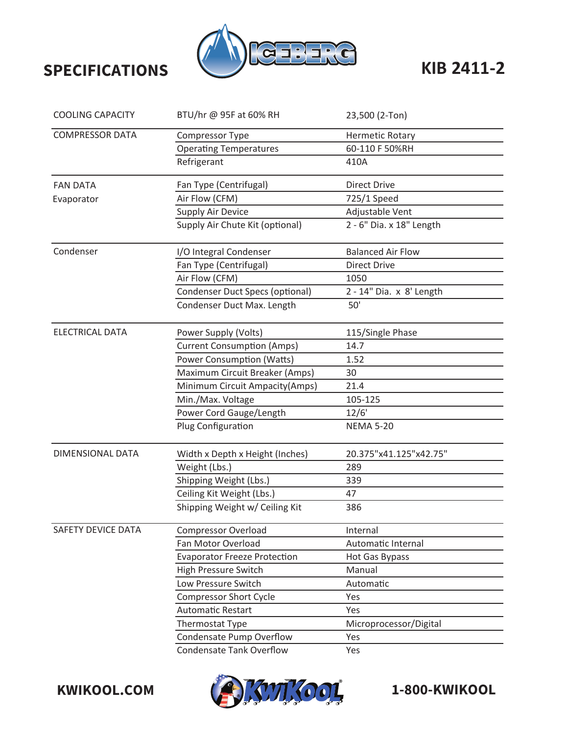# SPECIFICATIONS

## KIB 2411-2

| | | |
|---|---|---|
| COOLING CAPACITY | BTU/hr @ 95F at 60% RH | 23,500 (2-Ton) |
| COMPRESSOR DATA | Compressor Type | Hermetic Rotary |
| | Operating Temperatures | 60-110 F 50%RH |
| | Refrigerant | 410A |
| FAN DATA Evaporator | Fan Type (Centrifugal) | Direct Drive |
| | Air Flow (CFM) | 725/1 Speed |
| | Supply Air Device | Adjustable Vent |
| | Supply Air Chute Kit (optional) | 2 - 6" Dia. x 18" Length |
| Condenser | I/O Integral Condenser | Balanced Air Flow |
| | Fan Type (Centrifugal) | Direct Drive |
| | Air Flow (CFM) | 1050 |
| | Condenser Duct Specs (optional) | 2 - 14" Dia. x 8' Length |
| | Condenser Duct Max. Length | 50' |
| ELECTRICAL DATA | Power Supply (Volts) | 115/Single Phase |
| | Current Consumption (Amps) | 14.7 |
| | Power Consumption (Watts) | 1.52 |
| | Maximum Circuit Breaker (Amps) | 30 |
| | Minimum Circuit Ampacity(Amps) | 21.4 |
| | Min./Max. Voltage | 105-125 |
| | Power Cord Gauge/Length | 12/6' |
| | Plug Configuration | NEMA 5-20 |
| DIMENSIONAL DATA | Width x Depth x Height (Inches) | 20.375"x41.125"x42.75" |
| | Weight (Lbs.) | 289 |
| | Shipping Weight (Lbs.) | 339 |
| | Ceiling Kit Weight (Lbs.) | 47 |
| | Shipping Weight w/ Ceiling Kit | 386 |
| SAFETY DEVICE DATA | Compressor Overload | Internal |
| | Fan Motor Overload | Automatic Internal |
| | Evaporator Freeze Protection | Hot Gas Bypass |
| | High Pressure Switch | Manual |
| | Low Pressure Switch | Automatic |
| | Compressor Short Cycle | Yes |
| | Automatic Restart | Yes |
| | Thermostat Type | Microprocessor/Digital |
| | Condensate Pump Overflow | Yes |
| | Condensate Tank Overflow | Yes |

KWIKOOL.COM

1-800-KWIKOOL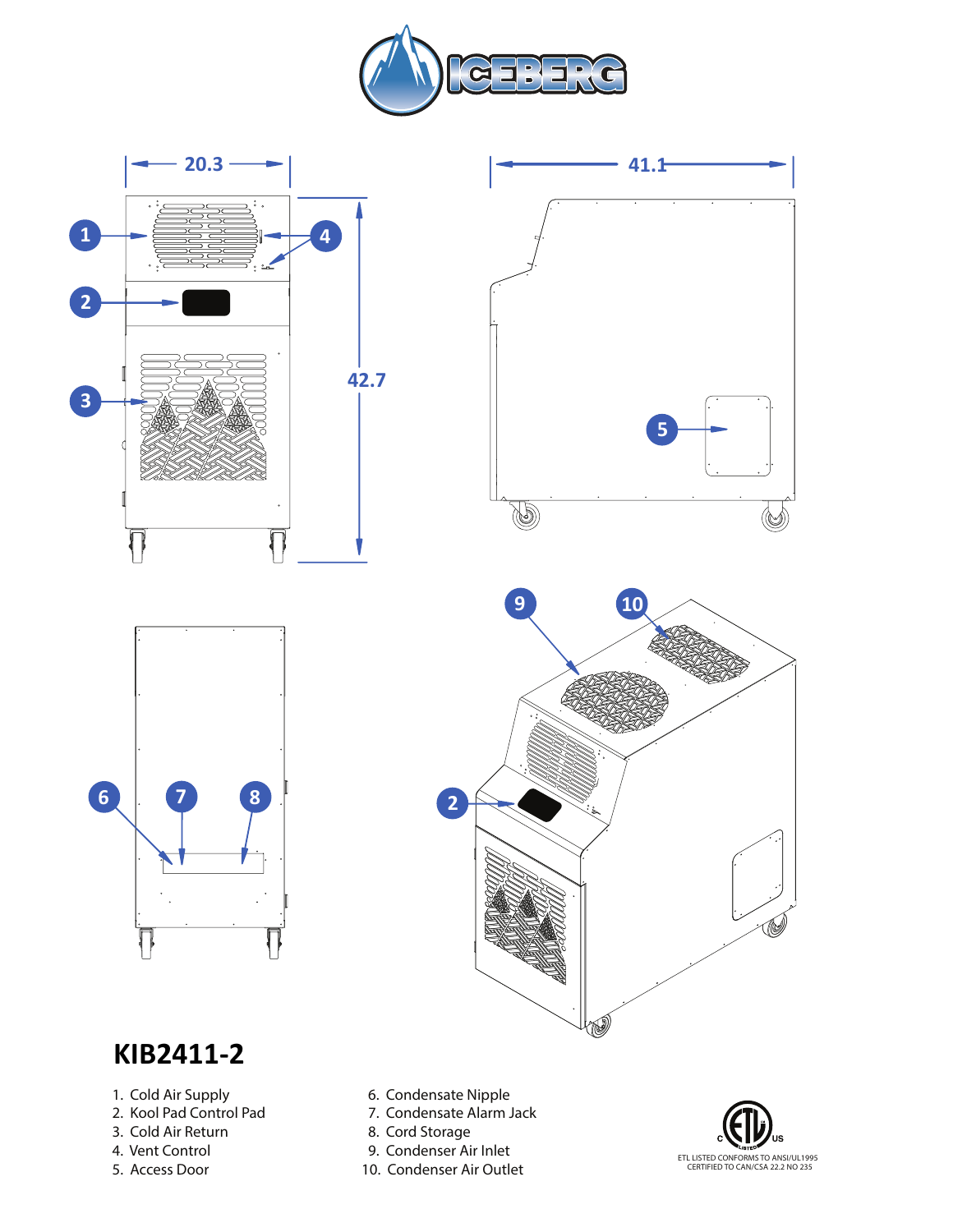ICEBERG

20.3

41.1

42.7

# KIB2411-2

1. Cold Air Supply
2. Kool Pad Control Pad
3. Cold Air Return
4. Vent Control
5. Access Door
6. Condensate Nipple
7. Condensate Alarm Jack
8. Cord Storage
9. Condenser Air Inlet
10. Condenser Air Outlet

ETL LISTED CONFORMS TO ANSI/UL1995
CERTIFIED TO CAN/CSA 22.2 NO 235